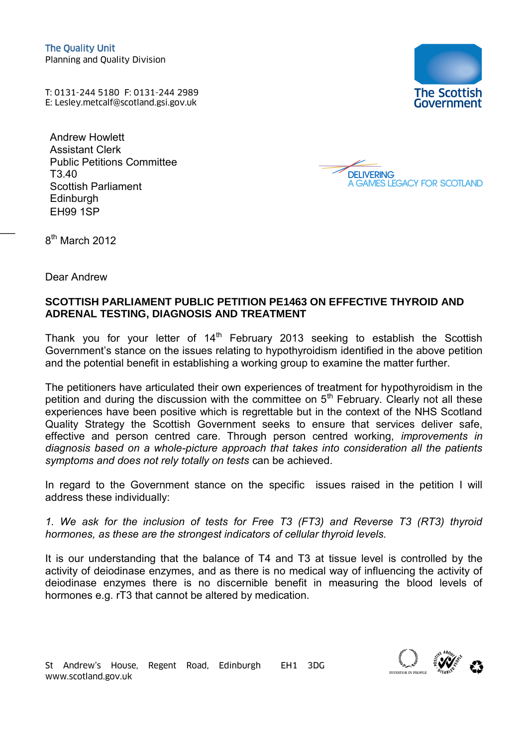The Quality Unit
Planning and Quality Division

T: 0131-244 5180 F: 0131-244 2989
E: Lesley.metcalf@scotland.gsi.gov.uk

The Scottish Government

Andrew Howlett
Assistant Clerk
Public Petitions Committee
T3.40
Scottish Parliament
Edinburgh
EH99 1SP

DELIVERING
A GAMES LEGACY FOR SCOTLAND

8th March 2012

Dear Andrew

**SCOTTISH PARLIAMENT PUBLIC PETITION PE1463 ON EFFECTIVE THYROID AND ADRENAL TESTING, DIAGNOSIS AND TREATMENT**

Thank you for your letter of 14th February 2013 seeking to establish the Scottish Government's stance on the issues relating to hypothyroidism identified in the above petition and the potential benefit in establishing a working group to examine the matter further.

The petitioners have articulated their own experiences of treatment for hypothyroidism in the petition and during the discussion with the committee on 5th February. Clearly not all these experiences have been positive which is regrettable but in the context of the NHS Scotland Quality Strategy the Scottish Government seeks to ensure that services deliver safe, effective and person centred care. Through person centred working, *improvements in diagnosis based on a whole-picture approach that takes into consideration all the patients symptoms and does not rely totally on tests* can be achieved.

In regard to the Government stance on the specific issues raised in the petition I will address these individually:

*1. We ask for the inclusion of tests for Free T3 (FT3) and Reverse T3 (RT3) thyroid hormones, as these are the strongest indicators of cellular thyroid levels.*

It is our understanding that the balance of T4 and T3 at tissue level is controlled by the activity of deiodinase enzymes, and as there is no medical way of influencing the activity of deiodinase enzymes there is no discernible benefit in measuring the blood levels of hormones e.g. rT3 that cannot be altered by medication.

St Andrew's House, Regent Road, Edinburgh EH1 3DG
www.scotland.gov.uk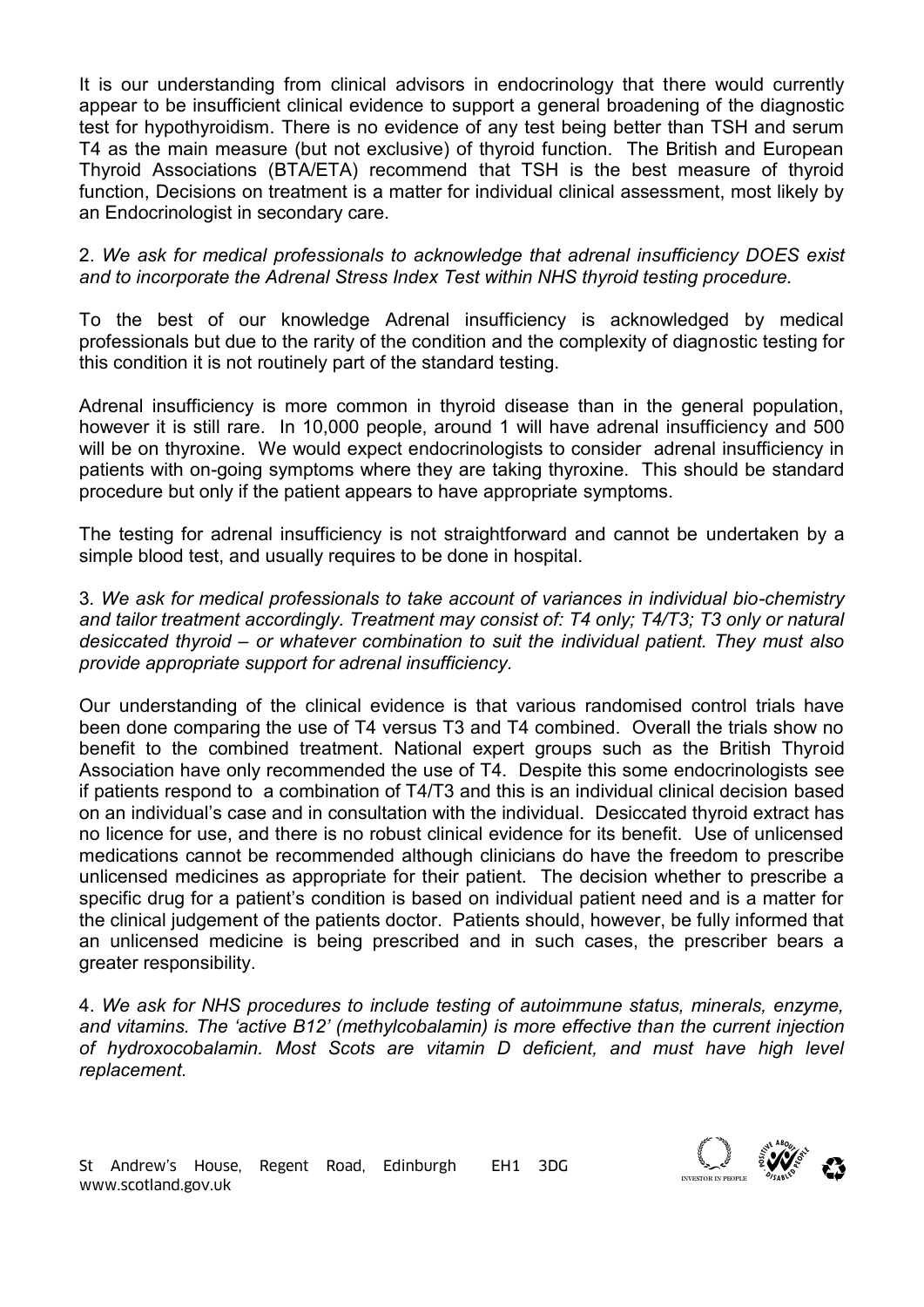It is our understanding from clinical advisors in endocrinology that there would currently appear to be insufficient clinical evidence to support a general broadening of the diagnostic test for hypothyroidism. There is no evidence of any test being better than TSH and serum T4 as the main measure (but not exclusive) of thyroid function. The British and European Thyroid Associations (BTA/ETA) recommend that TSH is the best measure of thyroid function, Decisions on treatment is a matter for individual clinical assessment, most likely by an Endocrinologist in secondary care.

2. *We ask for medical professionals to acknowledge that adrenal insufficiency DOES exist and to incorporate the Adrenal Stress Index Test within NHS thyroid testing procedure.*

To the best of our knowledge Adrenal insufficiency is acknowledged by medical professionals but due to the rarity of the condition and the complexity of diagnostic testing for this condition it is not routinely part of the standard testing.

Adrenal insufficiency is more common in thyroid disease than in the general population, however it is still rare. In 10,000 people, around 1 will have adrenal insufficiency and 500 will be on thyroxine. We would expect endocrinologists to consider adrenal insufficiency in patients with on-going symptoms where they are taking thyroxine. This should be standard procedure but only if the patient appears to have appropriate symptoms.

The testing for adrenal insufficiency is not straightforward and cannot be undertaken by a simple blood test, and usually requires to be done in hospital.

3. *We ask for medical professionals to take account of variances in individual bio-chemistry and tailor treatment accordingly. Treatment may consist of: T4 only; T4/T3; T3 only or natural desiccated thyroid – or whatever combination to suit the individual patient. They must also provide appropriate support for adrenal insufficiency.*

Our understanding of the clinical evidence is that various randomised control trials have been done comparing the use of T4 versus T3 and T4 combined. Overall the trials show no benefit to the combined treatment. National expert groups such as the British Thyroid Association have only recommended the use of T4. Despite this some endocrinologists see if patients respond to a combination of T4/T3 and this is an individual clinical decision based on an individual's case and in consultation with the individual. Desiccated thyroid extract has no licence for use, and there is no robust clinical evidence for its benefit. Use of unlicensed medications cannot be recommended although clinicians do have the freedom to prescribe unlicensed medicines as appropriate for their patient. The decision whether to prescribe a specific drug for a patient's condition is based on individual patient need and is a matter for the clinical judgement of the patients doctor. Patients should, however, be fully informed that an unlicensed medicine is being prescribed and in such cases, the prescriber bears a greater responsibility.

4. *We ask for NHS procedures to include testing of autoimmune status, minerals, enzyme, and vitamins. The 'active B12' (methylcobalamin) is more effective than the current injection of hydroxocobalamin. Most Scots are vitamin D deficient, and must have high level replacement.*

St Andrew's House, Regent Road, Edinburgh EH1 3DG
www.scotland.gov.uk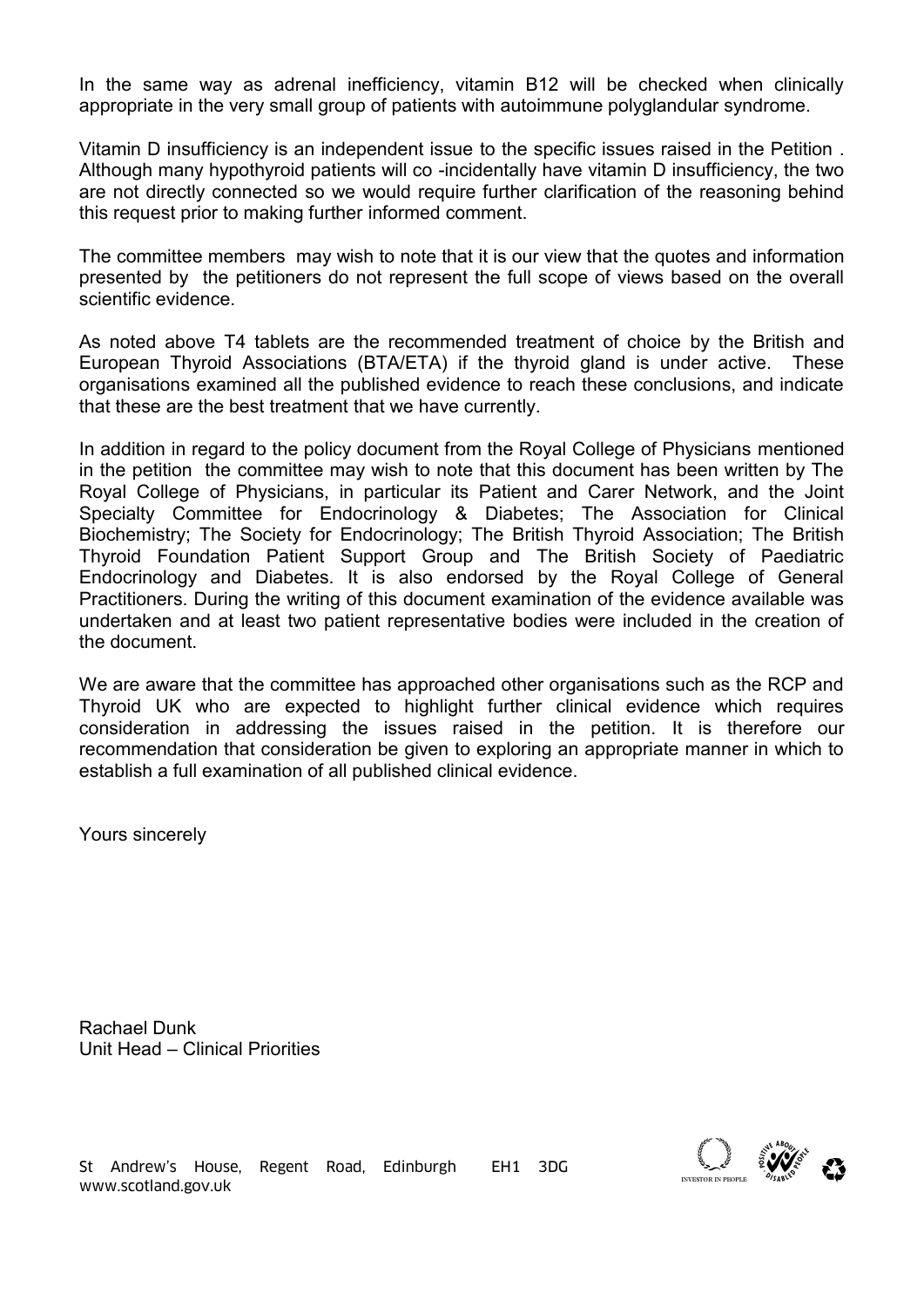In the same way as adrenal inefficiency, vitamin B12 will be checked when clinically appropriate in the very small group of patients with autoimmune polyglandular syndrome.

Vitamin D insufficiency is an independent issue to the specific issues raised in the Petition . Although many hypothyroid patients will co -incidentally have vitamin D insufficiency, the two are not directly connected so we would require further clarification of the reasoning behind this request prior to making further informed comment.

The committee members may wish to note that it is our view that the quotes and information presented by the petitioners do not represent the full scope of views based on the overall scientific evidence.

As noted above T4 tablets are the recommended treatment of choice by the British and European Thyroid Associations (BTA/ETA) if the thyroid gland is under active. These organisations examined all the published evidence to reach these conclusions, and indicate that these are the best treatment that we have currently.

In addition in regard to the policy document from the Royal College of Physicians mentioned in the petition the committee may wish to note that this document has been written by The Royal College of Physicians, in particular its Patient and Carer Network, and the Joint Specialty Committee for Endocrinology & Diabetes; The Association for Clinical Biochemistry; The Society for Endocrinology; The British Thyroid Association; The British Thyroid Foundation Patient Support Group and The British Society of Paediatric Endocrinology and Diabetes. It is also endorsed by the Royal College of General Practitioners. During the writing of this document examination of the evidence available was undertaken and at least two patient representative bodies were included in the creation of the document.

We are aware that the committee has approached other organisations such as the RCP and Thyroid UK who are expected to highlight further clinical evidence which requires consideration in addressing the issues raised in the petition. It is therefore our recommendation that consideration be given to exploring an appropriate manner in which to establish a full examination of all published clinical evidence.

Yours sincerely

Rachael Dunk
Unit Head – Clinical Priorities

St Andrew's House, Regent Road, Edinburgh EH1 3DG
www.scotland.gov.uk